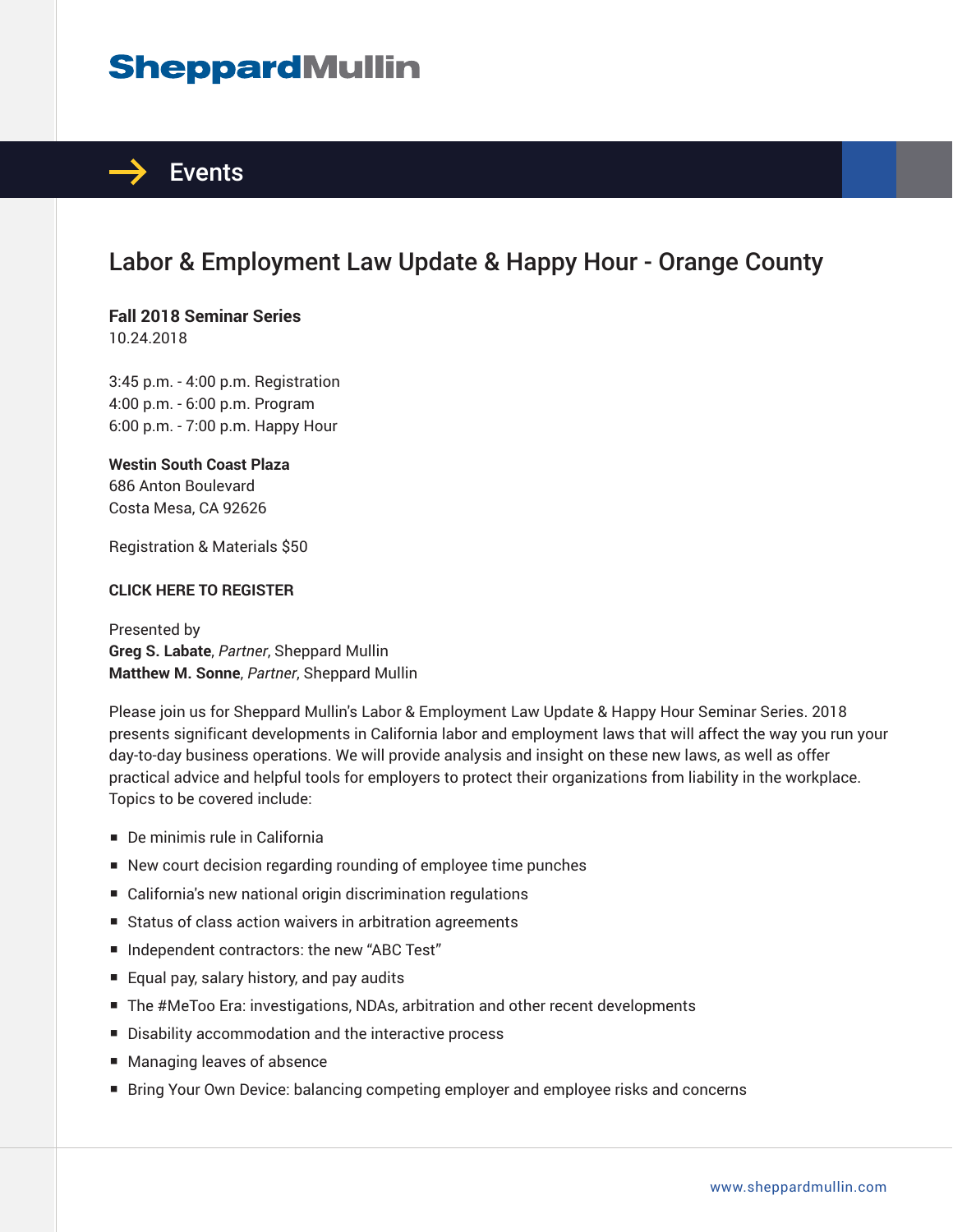SheppardMullin

# Events

## Labor & Employment Law Update & Happy Hour - Orange County

**Fall 2018 Seminar Series**
10.24.2018

3:45 p.m. - 4:00 p.m. Registration
4:00 p.m. - 6:00 p.m. Program
6:00 p.m. - 7:00 p.m. Happy Hour

**Westin South Coast Plaza**
686 Anton Boulevard
Costa Mesa, CA 92626

Registration & Materials $50

**CLICK HERE TO REGISTER**

Presented by
**Greg S. Labate**, *Partner*, Sheppard Mullin
**Matthew M. Sonne**, *Partner*, Sheppard Mullin

Please join us for Sheppard Mullin's Labor & Employment Law Update & Happy Hour Seminar Series. 2018 presents significant developments in California labor and employment laws that will affect the way you run your day-to-day business operations. We will provide analysis and insight on these new laws, as well as offer practical advice and helpful tools for employers to protect their organizations from liability in the workplace. Topics to be covered include:

- De minimis rule in California
- New court decision regarding rounding of employee time punches
- California's new national origin discrimination regulations
- Status of class action waivers in arbitration agreements
- Independent contractors: the new "ABC Test"
- Equal pay, salary history, and pay audits
- The #MeToo Era: investigations, NDAs, arbitration and other recent developments
- Disability accommodation and the interactive process
- Managing leaves of absence
- Bring Your Own Device: balancing competing employer and employee risks and concerns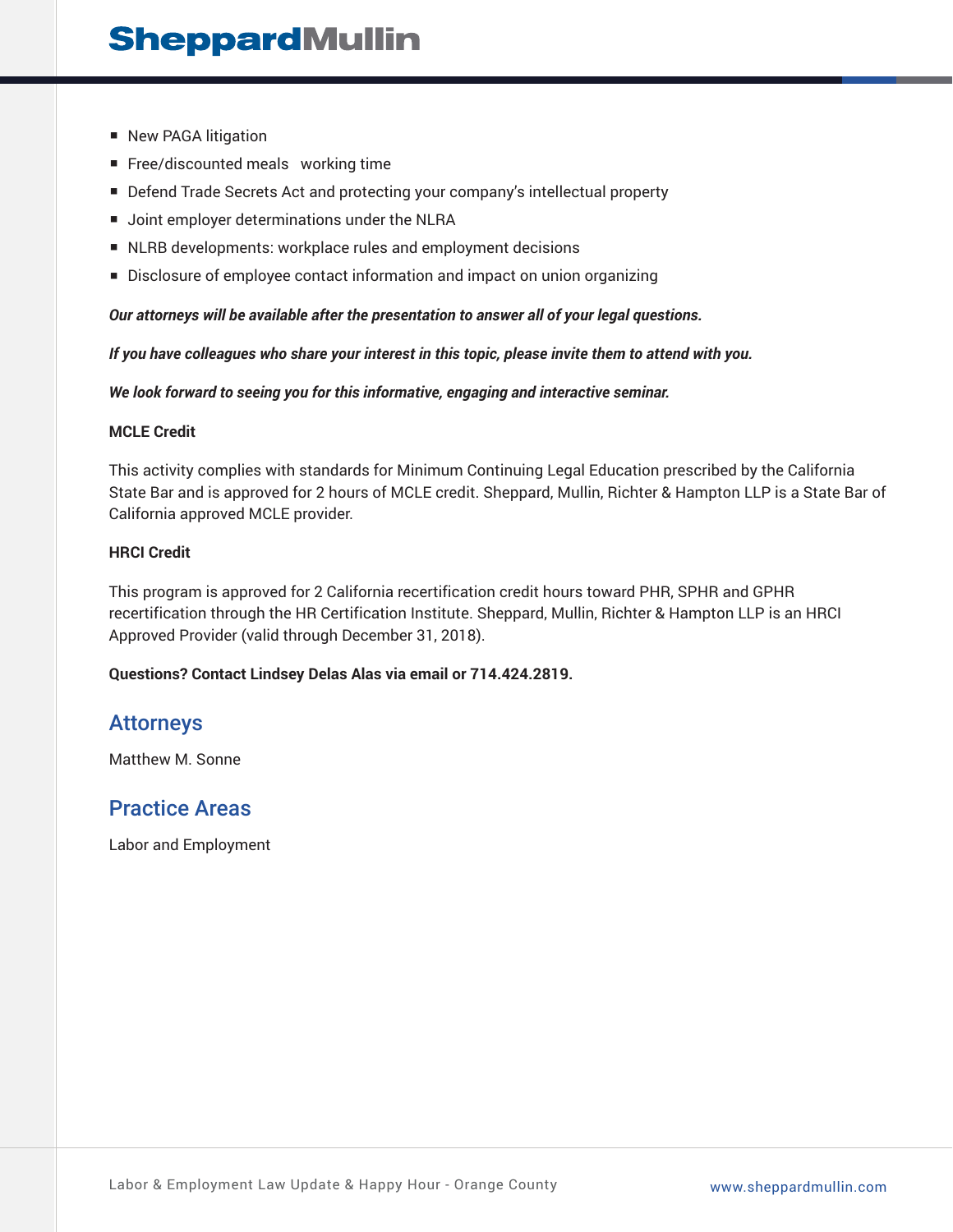- New PAGA litigation
- Free/discounted meals   working time
- Defend Trade Secrets Act and protecting your company's intellectual property
- Joint employer determinations under the NLRA
- NLRB developments: workplace rules and employment decisions
- Disclosure of employee contact information and impact on union organizing

***Our attorneys will be available after the presentation to answer all of your legal questions.***

***If you have colleagues who share your interest in this topic, please invite them to attend with you.***

***We look forward to seeing you for this informative, engaging and interactive seminar.***

**MCLE Credit**

This activity complies with standards for Minimum Continuing Legal Education prescribed by the California State Bar and is approved for 2 hours of MCLE credit. Sheppard, Mullin, Richter & Hampton LLP is a State Bar of California approved MCLE provider.

**HRCI Credit**

This program is approved for 2 California recertification credit hours toward PHR, SPHR and GPHR recertification through the HR Certification Institute. Sheppard, Mullin, Richter & Hampton LLP is an HRCI Approved Provider (valid through December 31, 2018).

**Questions? Contact Lindsey Delas Alas via email or 714.424.2819.**

## Attorneys

Matthew M. Sonne

## Practice Areas

Labor and Employment